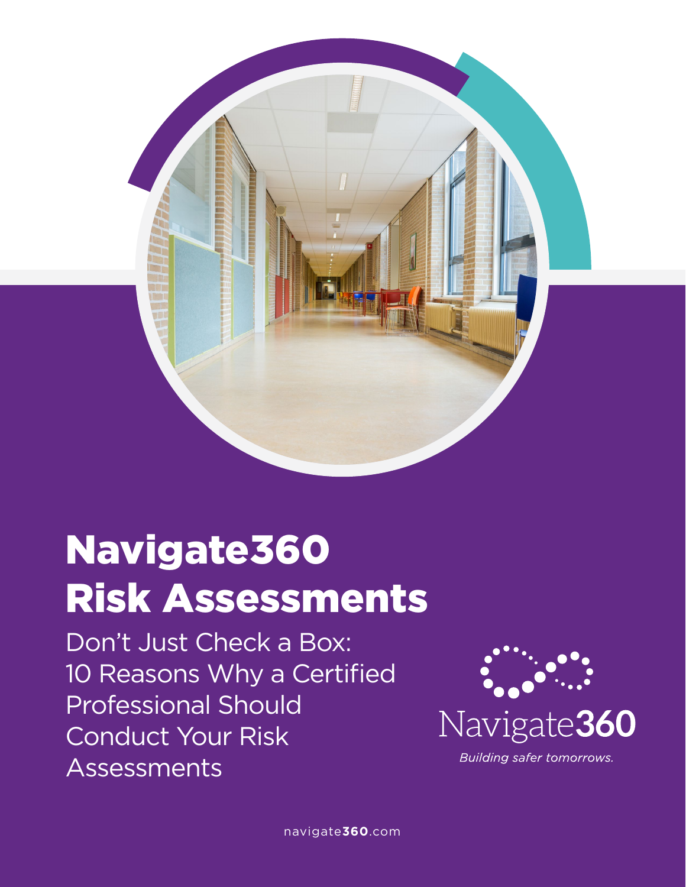# Navigate360 Risk Assessments

## Don't Just Check a Box: 10 Reasons Why a Certified Professional Should Conduct Your Risk Assessments

Navigate360

*Building safer tomorrows.*

navigate**360**.com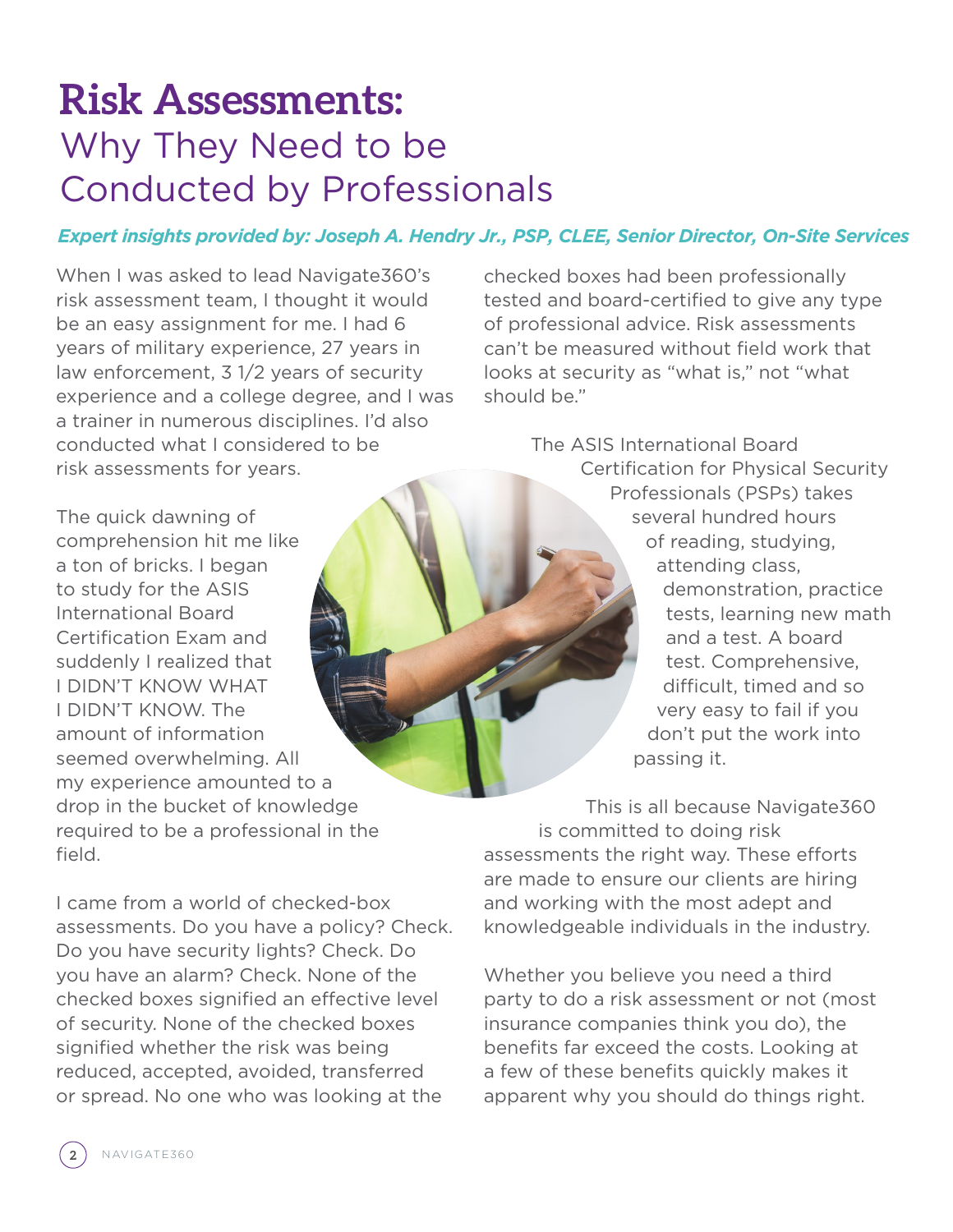# Risk Assessments: Why They Need to be Conducted by Professionals

***Expert insights provided by: Joseph A. Hendry Jr., PSP, CLEE, Senior Director, On-Site Services***

When I was asked to lead Navigate360's risk assessment team, I thought it would be an easy assignment for me. I had 6 years of military experience, 27 years in law enforcement, 3 1/2 years of security experience and a college degree, and I was a trainer in numerous disciplines. I'd also conducted what I considered to be risk assessments for years.

The quick dawning of comprehension hit me like a ton of bricks. I began to study for the ASIS International Board Certification Exam and suddenly I realized that I DIDN'T KNOW WHAT I DIDN'T KNOW. The amount of information seemed overwhelming. All my experience amounted to a drop in the bucket of knowledge required to be a professional in the field.

I came from a world of checked-box assessments. Do you have a policy? Check. Do you have security lights? Check. Do you have an alarm? Check. None of the checked boxes signified an effective level of security. None of the checked boxes signified whether the risk was being reduced, accepted, avoided, transferred or spread. No one who was looking at the checked boxes had been professionally tested and board-certified to give any type of professional advice. Risk assessments can't be measured without field work that looks at security as "what is," not "what should be."

The ASIS International Board Certification for Physical Security Professionals (PSPs) takes several hundred hours of reading, studying, attending class, demonstration, practice tests, learning new math and a test. A board test. Comprehensive, difficult, timed and so very easy to fail if you don't put the work into passing it.

This is all because Navigate360 is committed to doing risk assessments the right way. These efforts are made to ensure our clients are hiring and working with the most adept and knowledgeable individuals in the industry.

Whether you believe you need a third party to do a risk assessment or not (most insurance companies think you do), the benefits far exceed the costs. Looking at a few of these benefits quickly makes it apparent why you should do things right.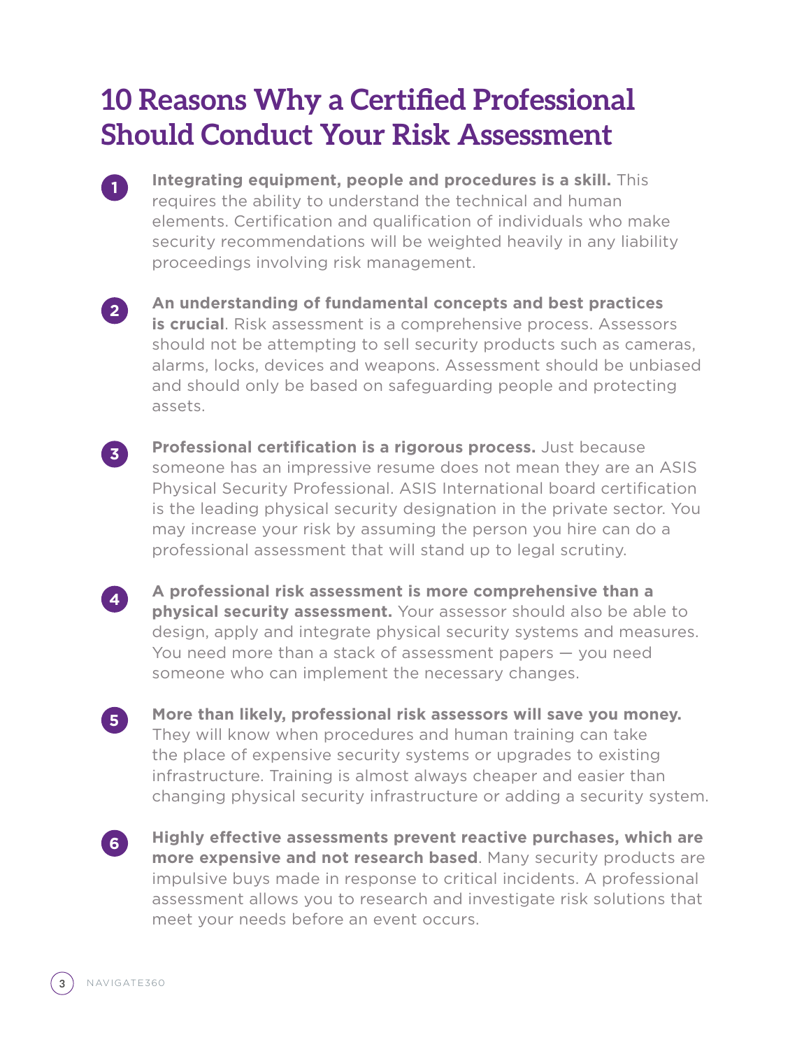# 10 Reasons Why a Certified Professional Should Conduct Your Risk Assessment

1. **Integrating equipment, people and procedures is a skill.** This requires the ability to understand the technical and human elements. Certification and qualification of individuals who make security recommendations will be weighted heavily in any liability proceedings involving risk management.

2. **An understanding of fundamental concepts and best practices is crucial**. Risk assessment is a comprehensive process. Assessors should not be attempting to sell security products such as cameras, alarms, locks, devices and weapons. Assessment should be unbiased and should only be based on safeguarding people and protecting assets.

3. **Professional certification is a rigorous process.** Just because someone has an impressive resume does not mean they are an ASIS Physical Security Professional. ASIS International board certification is the leading physical security designation in the private sector. You may increase your risk by assuming the person you hire can do a professional assessment that will stand up to legal scrutiny.

4. **A professional risk assessment is more comprehensive than a physical security assessment.** Your assessor should also be able to design, apply and integrate physical security systems and measures. You need more than a stack of assessment papers — you need someone who can implement the necessary changes.

5. **More than likely, professional risk assessors will save you money.** They will know when procedures and human training can take the place of expensive security systems or upgrades to existing infrastructure. Training is almost always cheaper and easier than changing physical security infrastructure or adding a security system.

6. **Highly effective assessments prevent reactive purchases, which are more expensive and not research based**. Many security products are impulsive buys made in response to critical incidents. A professional assessment allows you to research and investigate risk solutions that meet your needs before an event occurs.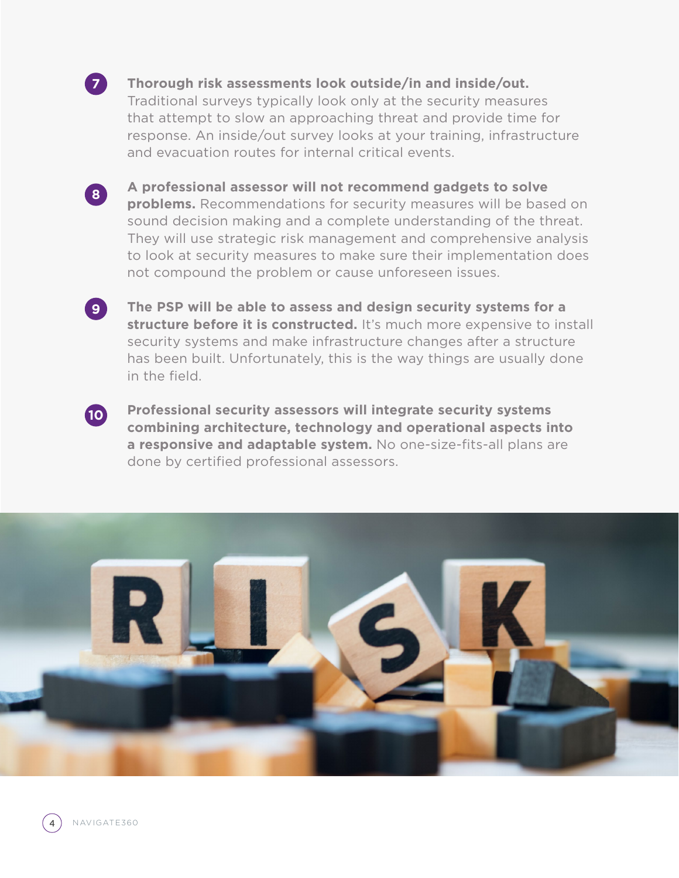7. **Thorough risk assessments look outside/in and inside/out.** Traditional surveys typically look only at the security measures that attempt to slow an approaching threat and provide time for response. An inside/out survey looks at your training, infrastructure and evacuation routes for internal critical events.

8. **A professional assessor will not recommend gadgets to solve problems.** Recommendations for security measures will be based on sound decision making and a complete understanding of the threat. They will use strategic risk management and comprehensive analysis to look at security measures to make sure their implementation does not compound the problem or cause unforeseen issues.

9. **The PSP will be able to assess and design security systems for a structure before it is constructed.** It's much more expensive to install security systems and make infrastructure changes after a structure has been built. Unfortunately, this is the way things are usually done in the field.

10. **Professional security assessors will integrate security systems combining architecture, technology and operational aspects into a responsive and adaptable system.** No one-size-fits-all plans are done by certified professional assessors.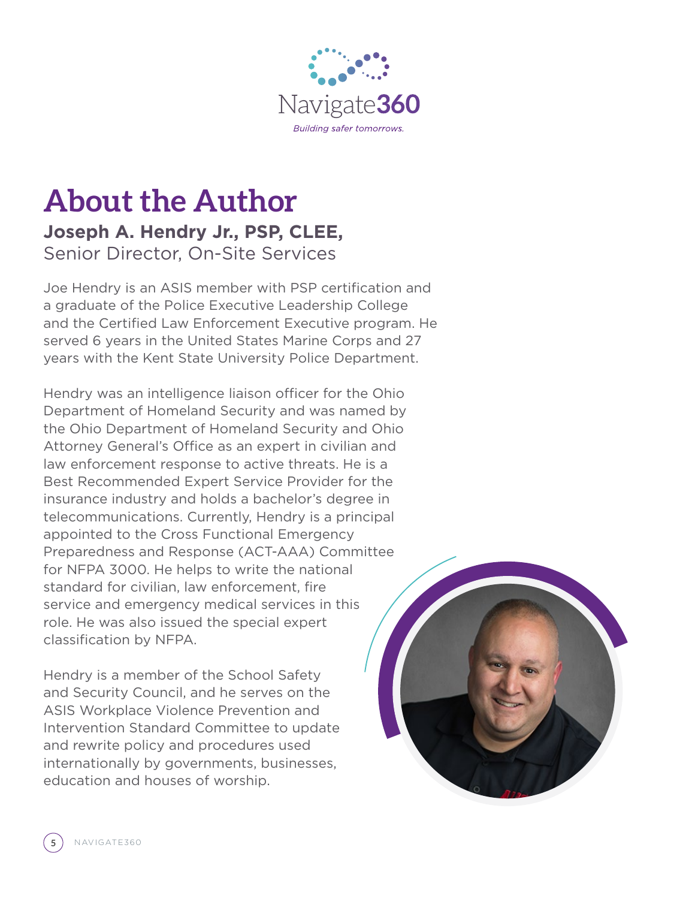Navigate360

*Building safer tomorrows.*

# About the Author

**Joseph A. Hendry Jr., PSP, CLEE,**
Senior Director, On-Site Services

Joe Hendry is an ASIS member with PSP certification and a graduate of the Police Executive Leadership College and the Certified Law Enforcement Executive program. He served 6 years in the United States Marine Corps and 27 years with the Kent State University Police Department.

Hendry was an intelligence liaison officer for the Ohio Department of Homeland Security and was named by the Ohio Department of Homeland Security and Ohio Attorney General's Office as an expert in civilian and law enforcement response to active threats. He is a Best Recommended Expert Service Provider for the insurance industry and holds a bachelor's degree in telecommunications. Currently, Hendry is a principal appointed to the Cross Functional Emergency Preparedness and Response (ACT-AAA) Committee for NFPA 3000. He helps to write the national standard for civilian, law enforcement, fire service and emergency medical services in this role. He was also issued the special expert classification by NFPA.

Hendry is a member of the School Safety and Security Council, and he serves on the ASIS Workplace Violence Prevention and Intervention Standard Committee to update and rewrite policy and procedures used internationally by governments, businesses, education and houses of worship.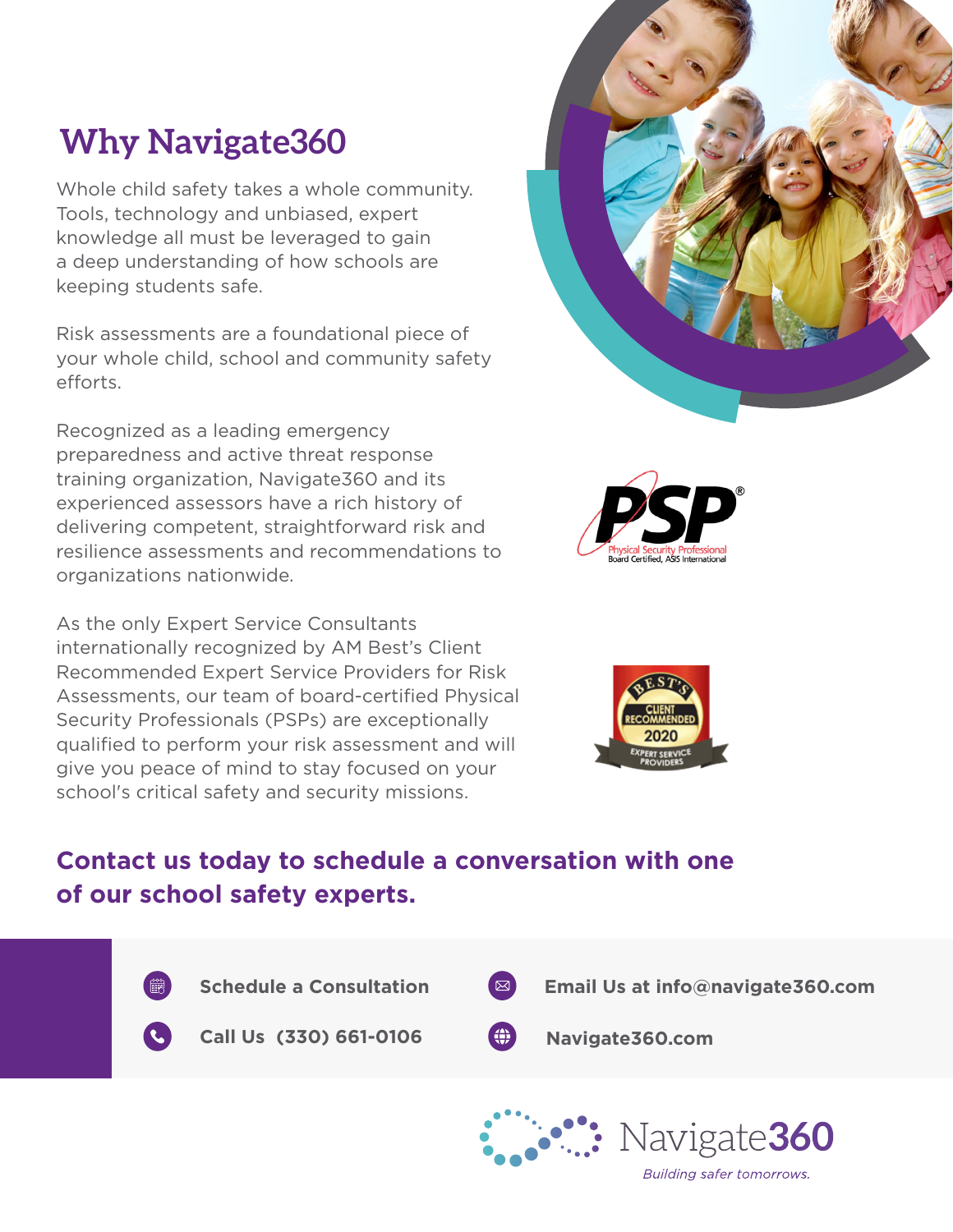# Why Navigate360

Whole child safety takes a whole community. Tools, technology and unbiased, expert knowledge all must be leveraged to gain a deep understanding of how schools are keeping students safe.

Risk assessments are a foundational piece of your whole child, school and community safety efforts.

Recognized as a leading emergency preparedness and active threat response training organization, Navigate360 and its experienced assessors have a rich history of delivering competent, straightforward risk and resilience assessments and recommendations to organizations nationwide.

As the only Expert Service Consultants internationally recognized by AM Best's Client Recommended Expert Service Providers for Risk Assessments, our team of board-certified Physical Security Professionals (PSPs) are exceptionally qualified to perform your risk assessment and will give you peace of mind to stay focused on your school's critical safety and security missions.

PSP® Physical Security Professional Board Certified, ASIS International

BEST'S CLIENT RECOMMENDED 2020 EXPERT SERVICE PROVIDERS

## Contact us today to schedule a conversation with one of our school safety experts.

**Schedule a Consultation**

**Email Us at info@navigate360.com**

**Call Us (330) 661-0106**

**Navigate360.com**

Navigate360

*Building safer tomorrows.*